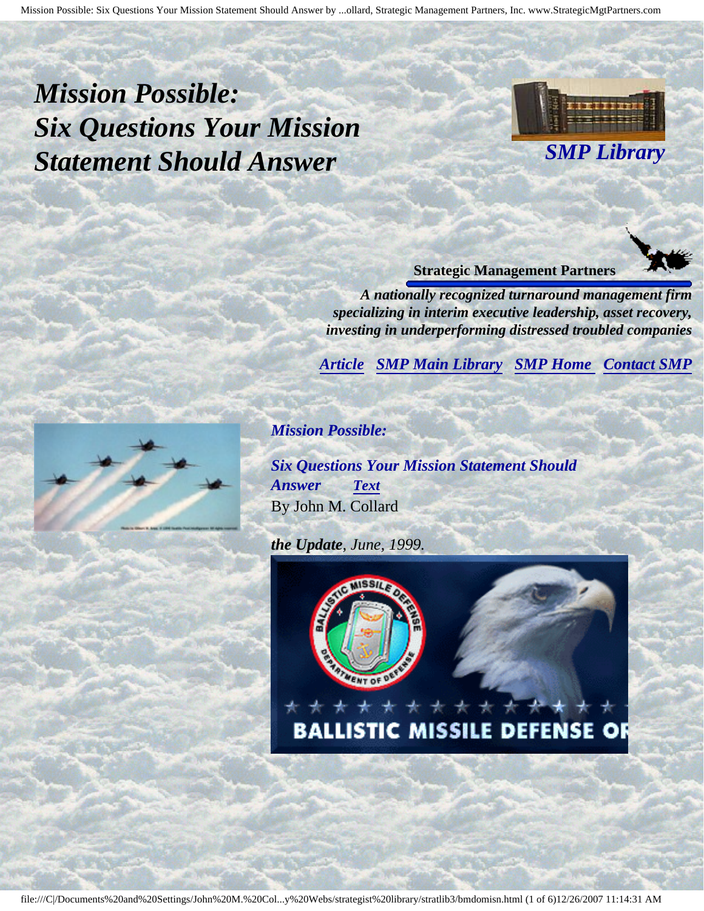# *Mission Possible: Six Questions Your Mission Statement Should Answer*

*SMP Library*

**Strategic Management Partners**

***A nationally recognized turnaround management firm specializing in interim executive leadership, asset recovery, investing in underperforming distressed troubled companies***

*Article* *SMP Main Library* *SMP Home* *Contact SMP*

***Mission Possible:***

***Six Questions Your Mission Statement Should Answer*** ***Text***

By John M. Collard

***the Update**, June, 1999.*

BALLISTIC MISSILE DEFENSE OR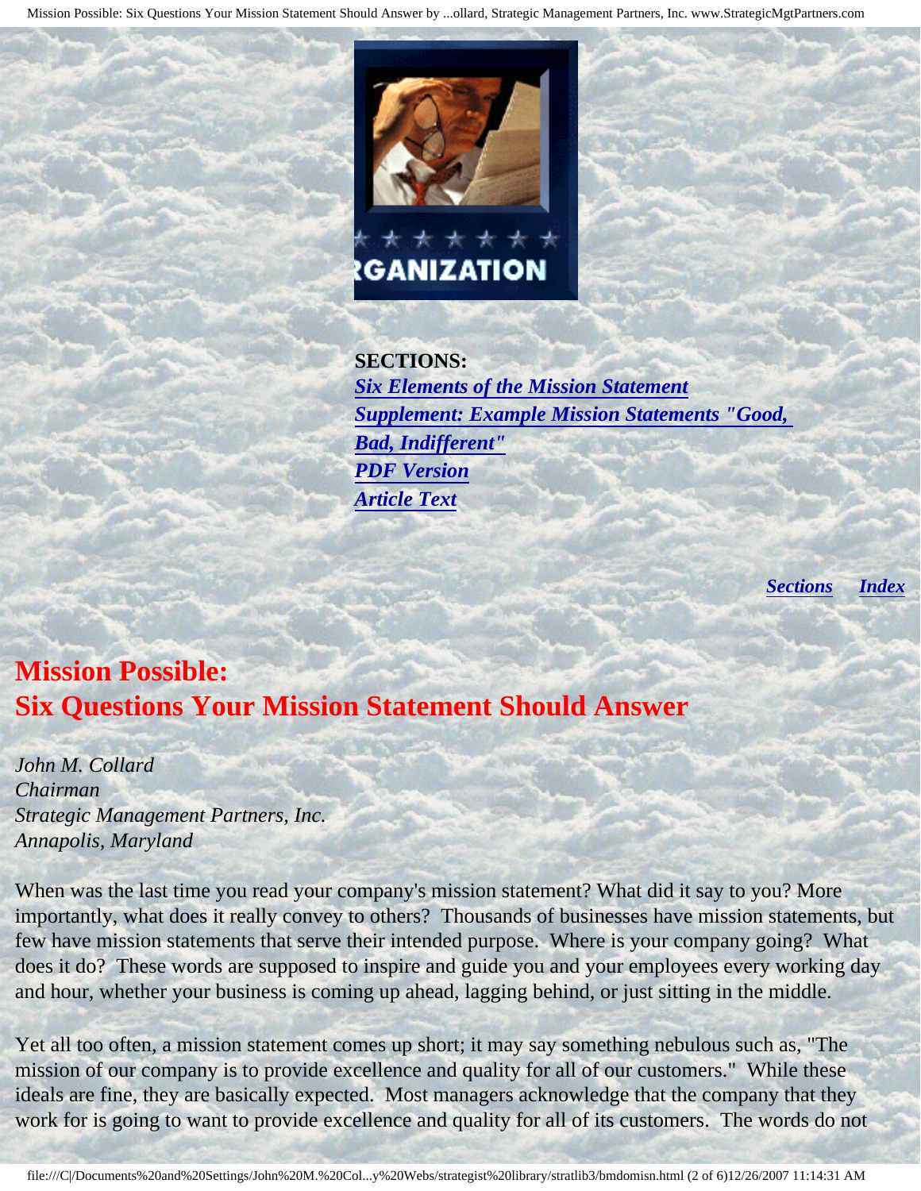**SECTIONS:**
***Six Elements of the Mission Statement***
***Supplement: Example Mission Statements "Good, Bad, Indifferent"***
***PDF Version***
***Article Text***

***Sections*** ***Index***

# Mission Possible: Six Questions Your Mission Statement Should Answer

*John M. Collard*
*Chairman*
*Strategic Management Partners, Inc.*
*Annapolis, Maryland*

When was the last time you read your company's mission statement? What did it say to you? More importantly, what does it really convey to others? Thousands of businesses have mission statements, but few have mission statements that serve their intended purpose. Where is your company going? What does it do? These words are supposed to inspire and guide you and your employees every working day and hour, whether your business is coming up ahead, lagging behind, or just sitting in the middle.

Yet all too often, a mission statement comes up short; it may say something nebulous such as, "The mission of our company is to provide excellence and quality for all of our customers." While these ideals are fine, they are basically expected. Most managers acknowledge that the company that they work for is going to want to provide excellence and quality for all of its customers. The words do not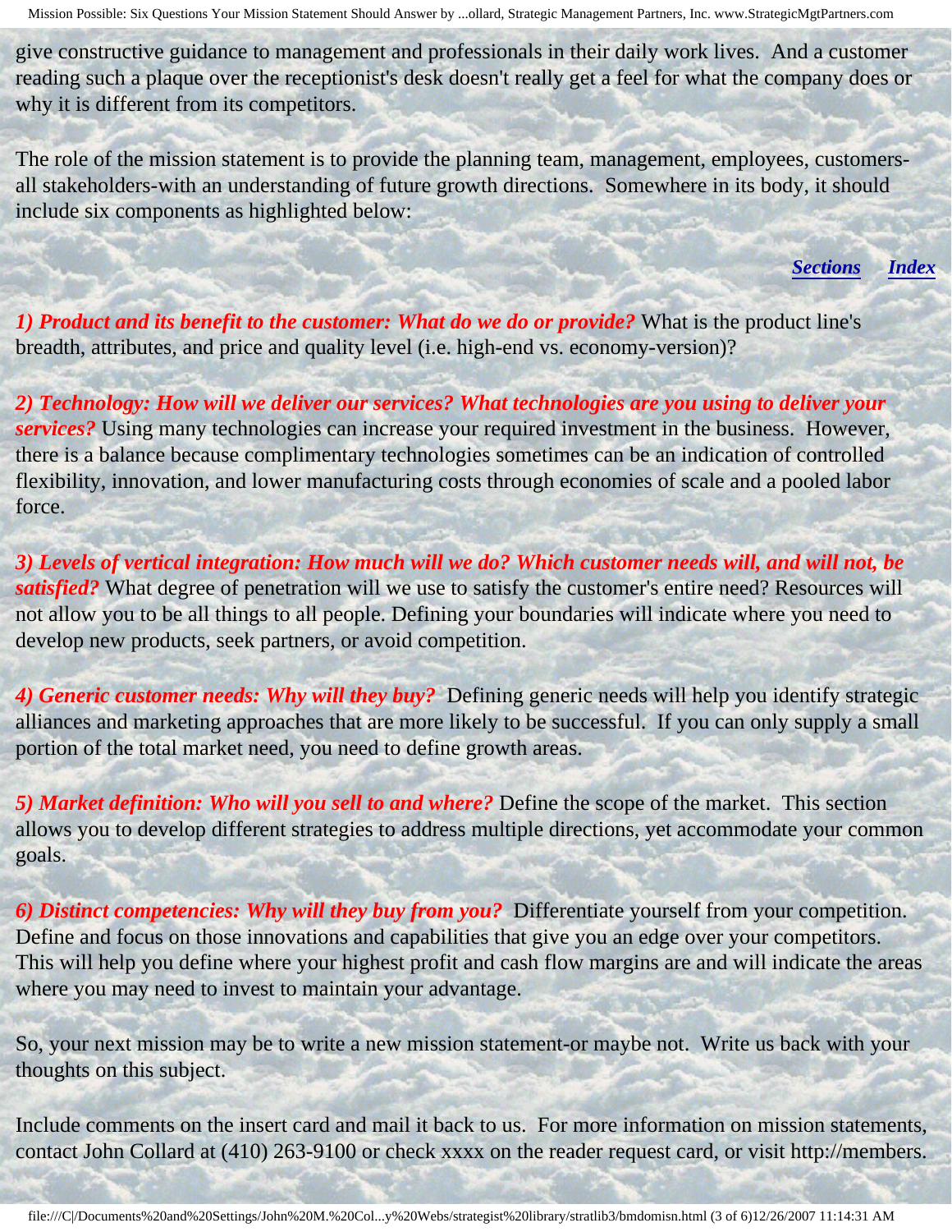give constructive guidance to management and professionals in their daily work lives. And a customer reading such a plaque over the receptionist's desk doesn't really get a feel for what the company does or why it is different from its competitors.

The role of the mission statement is to provide the planning team, management, employees, customers-all stakeholders-with an understanding of future growth directions. Somewhere in its body, it should include six components as highlighted below:

[Sections](#) [Index](#)

***1) Product and its benefit to the customer: What do we do or provide?*** What is the product line's breadth, attributes, and price and quality level (i.e. high-end vs. economy-version)?

***2) Technology: How will we deliver our services? What technologies are you using to deliver your services?*** Using many technologies can increase your required investment in the business. However, there is a balance because complimentary technologies sometimes can be an indication of controlled flexibility, innovation, and lower manufacturing costs through economies of scale and a pooled labor force.

***3) Levels of vertical integration: How much will we do? Which customer needs will, and will not, be satisfied?*** What degree of penetration will we use to satisfy the customer's entire need? Resources will not allow you to be all things to all people. Defining your boundaries will indicate where you need to develop new products, seek partners, or avoid competition.

***4) Generic customer needs: Why will they buy?*** Defining generic needs will help you identify strategic alliances and marketing approaches that are more likely to be successful. If you can only supply a small portion of the total market need, you need to define growth areas.

***5) Market definition: Who will you sell to and where?*** Define the scope of the market. This section allows you to develop different strategies to address multiple directions, yet accommodate your common goals.

***6) Distinct competencies: Why will they buy from you?*** Differentiate yourself from your competition. Define and focus on those innovations and capabilities that give you an edge over your competitors. This will help you define where your highest profit and cash flow margins are and will indicate the areas where you may need to invest to maintain your advantage.

So, your next mission may be to write a new mission statement-or maybe not. Write us back with your thoughts on this subject.

Include comments on the insert card and mail it back to us. For more information on mission statements, contact John Collard at (410) 263-9100 or check xxxx on the reader request card, or visit http://members.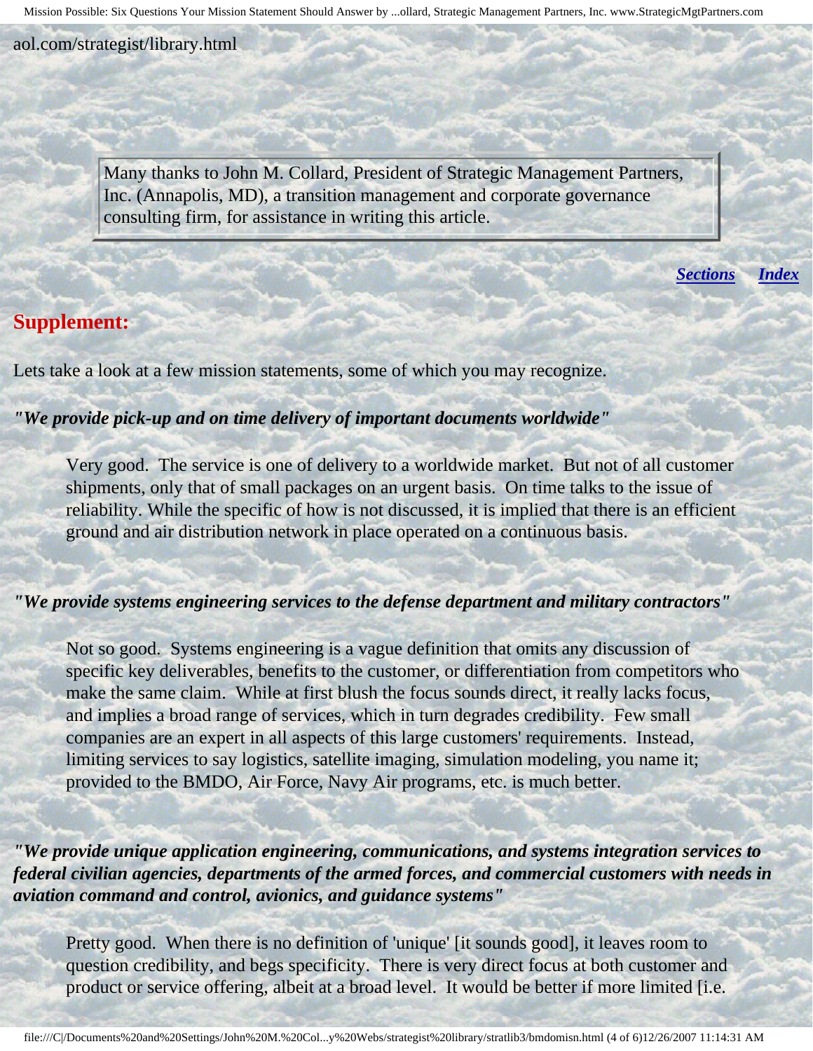aol.com/strategist/library.html

> Many thanks to John M. Collard, President of Strategic Management Partners, Inc. (Annapolis, MD), a transition management and corporate governance consulting firm, for assistance in writing this article.

***Sections*** ***Index***

## Supplement:

Lets take a look at a few mission statements, some of which you may recognize.

***"We provide pick-up and on time delivery of important documents worldwide"***

> Very good. The service is one of delivery to a worldwide market. But not of all customer shipments, only that of small packages on an urgent basis. On time talks to the issue of reliability. While the specific of how is not discussed, it is implied that there is an efficient ground and air distribution network in place operated on a continuous basis.

***"We provide systems engineering services to the defense department and military contractors"***

> Not so good. Systems engineering is a vague definition that omits any discussion of specific key deliverables, benefits to the customer, or differentiation from competitors who make the same claim. While at first blush the focus sounds direct, it really lacks focus, and implies a broad range of services, which in turn degrades credibility. Few small companies are an expert in all aspects of this large customers' requirements. Instead, limiting services to say logistics, satellite imaging, simulation modeling, you name it; provided to the BMDO, Air Force, Navy Air programs, etc. is much better.

***"We provide unique application engineering, communications, and systems integration services to federal civilian agencies, departments of the armed forces, and commercial customers with needs in aviation command and control, avionics, and guidance systems"***

> Pretty good. When there is no definition of 'unique' [it sounds good], it leaves room to question credibility, and begs specificity. There is very direct focus at both customer and product or service offering, albeit at a broad level. It would be better if more limited [i.e.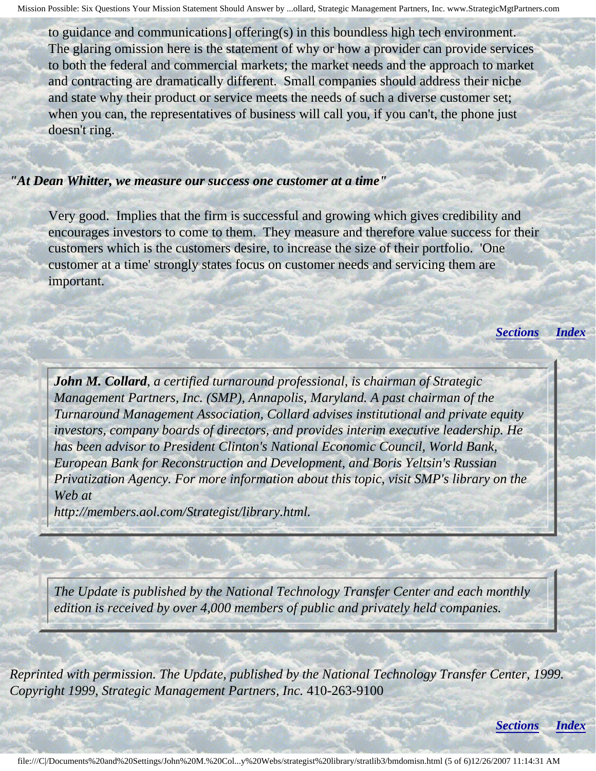to guidance and communications] offering(s) in this boundless high tech environment. The glaring omission here is the statement of why or how a provider can provide services to both the federal and commercial markets; the market needs and the approach to market and contracting are dramatically different. Small companies should address their niche and state why their product or service meets the needs of such a diverse customer set; when you can, the representatives of business will call you, if you can't, the phone just doesn't ring.

***"At Dean Whitter, we measure our success one customer at a time"***

Very good. Implies that the firm is successful and growing which gives credibility and encourages investors to come to them. They measure and therefore value success for their customers which is the customers desire, to increase the size of their portfolio. 'One customer at a time' strongly states focus on customer needs and servicing them are important.

***Sections*** ***Index***

***John M. Collard****, a certified turnaround professional, is chairman of Strategic Management Partners, Inc. (SMP), Annapolis, Maryland. A past chairman of the Turnaround Management Association, Collard advises institutional and private equity investors, company boards of directors, and provides interim executive leadership. He has been advisor to President Clinton's National Economic Council, World Bank, European Bank for Reconstruction and Development, and Boris Yeltsin's Russian Privatization Agency. For more information about this topic, visit SMP's library on the Web at http://members.aol.com/Strategist/library.html.*

*The Update is published by the National Technology Transfer Center and each monthly edition is received by over 4,000 members of public and privately held companies.*

*Reprinted with permission. The Update, published by the National Technology Transfer Center, 1999. Copyright 1999, Strategic Management Partners, Inc.* 410-263-9100

***Sections*** ***Index***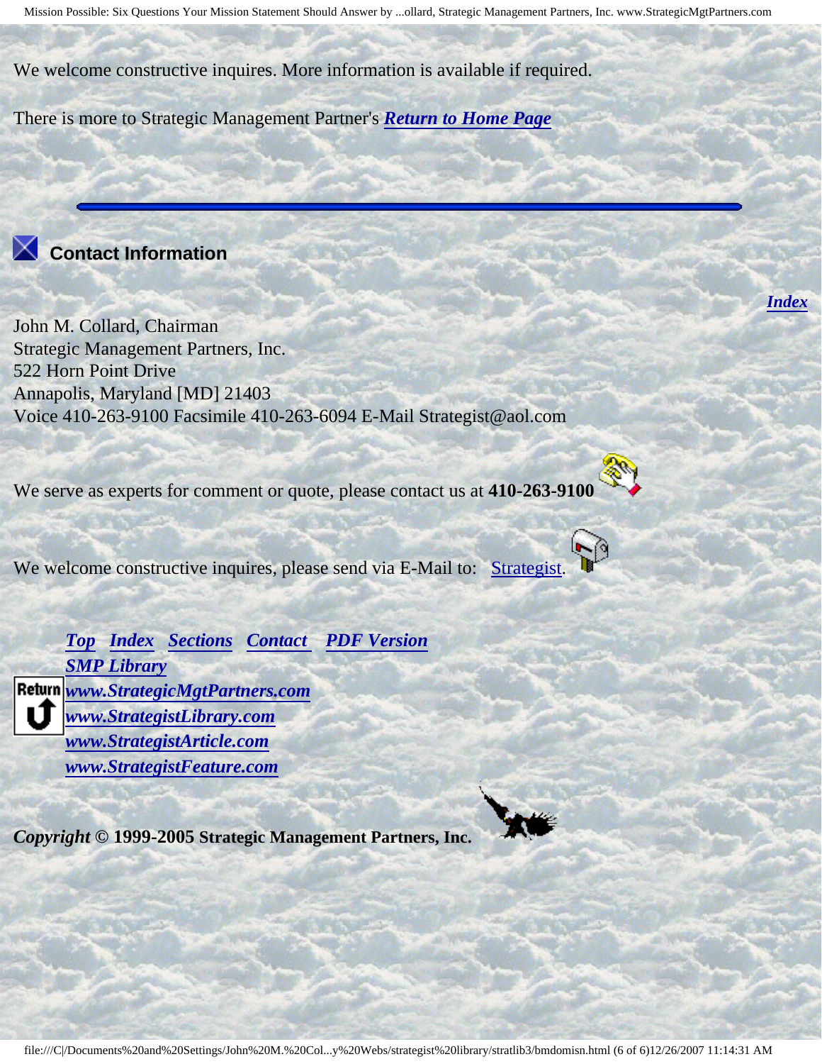We welcome constructive inquires. More information is available if required.

There is more to Strategic Management Partner's ***Return to Home Page***

---

## Contact Information

***Index***

John M. Collard, Chairman
Strategic Management Partners, Inc.
522 Horn Point Drive
Annapolis, Maryland [MD] 21403
Voice 410-263-9100 Facsimile 410-263-6094 E-Mail Strategist@aol.com

We serve as experts for comment or quote, please contact us at **410-263-9100**

We welcome constructive inquires, please send via E-Mail to: Strategist.

***Top*** ***Index*** ***Sections*** ***Contact*** ***PDF Version***
***SMP Library***
***www.StrategicMgtPartners.com***
***www.StrategistLibrary.com***
***www.StrategistArticle.com***
***www.StrategistFeature.com***

***Copyright*** **© 1999-2005 Strategic Management Partners, Inc.**